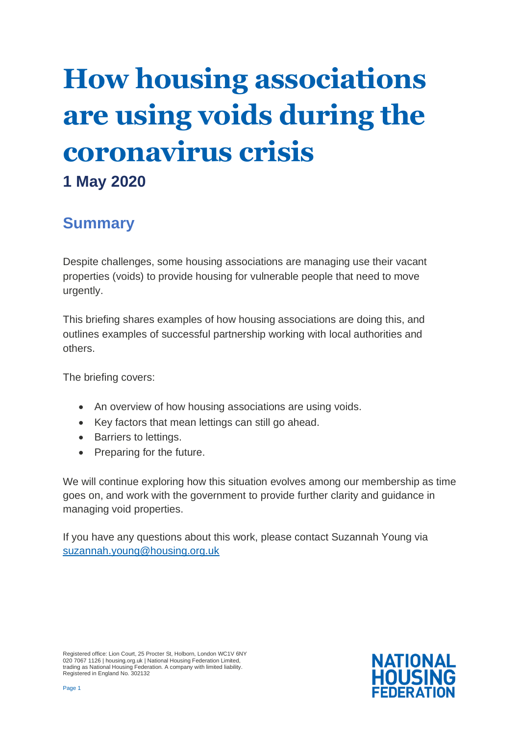# How housing associations are using voids during the coronavirus crisis

**1 May 2020**

## Summary

Despite challenges, some housing associations are managing use their vacant properties (voids) to provide housing for vulnerable people that need to move urgently.

This briefing shares examples of how housing associations are doing this, and outlines examples of successful partnership working with local authorities and others.

The briefing covers:

- An overview of how housing associations are using voids.
- Key factors that mean lettings can still go ahead.
- Barriers to lettings.
- Preparing for the future.

We will continue exploring how this situation evolves among our membership as time goes on, and work with the government to provide further clarity and guidance in managing void properties.

If you have any questions about this work, please contact Suzannah Young via [suzannah.young@housing.org.uk](mailto:suzannah.young@housing.org.uk)

Registered office: Lion Court, 25 Procter St, Holborn, London WC1V 6NY
020 7067 1126 | housing.org.uk | National Housing Federation Limited, trading as National Housing Federation. A company with limited liability. Registered in England No. 302132

NATIONAL HOUSING FEDERATION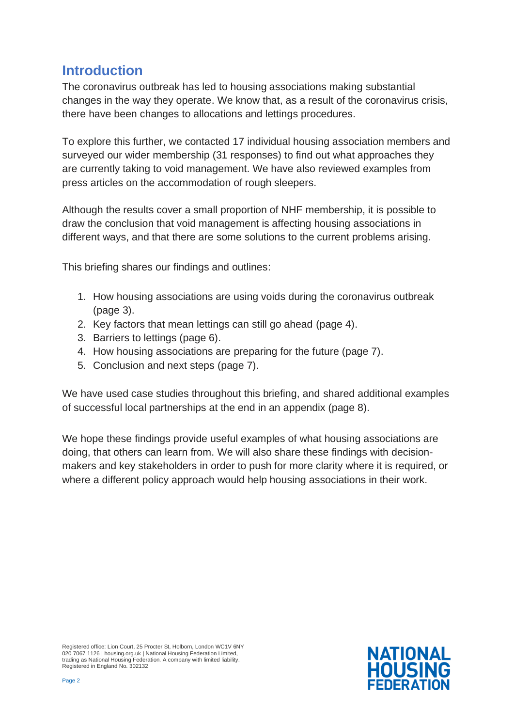## Introduction

The coronavirus outbreak has led to housing associations making substantial changes in the way they operate. We know that, as a result of the coronavirus crisis, there have been changes to allocations and lettings procedures.

To explore this further, we contacted 17 individual housing association members and surveyed our wider membership (31 responses) to find out what approaches they are currently taking to void management. We have also reviewed examples from press articles on the accommodation of rough sleepers.

Although the results cover a small proportion of NHF membership, it is possible to draw the conclusion that void management is affecting housing associations in different ways, and that there are some solutions to the current problems arising.

This briefing shares our findings and outlines:

1. How housing associations are using voids during the coronavirus outbreak (page 3).
2. Key factors that mean lettings can still go ahead (page 4).
3. Barriers to lettings (page 6).
4. How housing associations are preparing for the future (page 7).
5. Conclusion and next steps (page 7).

We have used case studies throughout this briefing, and shared additional examples of successful local partnerships at the end in an appendix (page 8).

We hope these findings provide useful examples of what housing associations are doing, that others can learn from. We will also share these findings with decision-makers and key stakeholders in order to push for more clarity where it is required, or where a different policy approach would help housing associations in their work.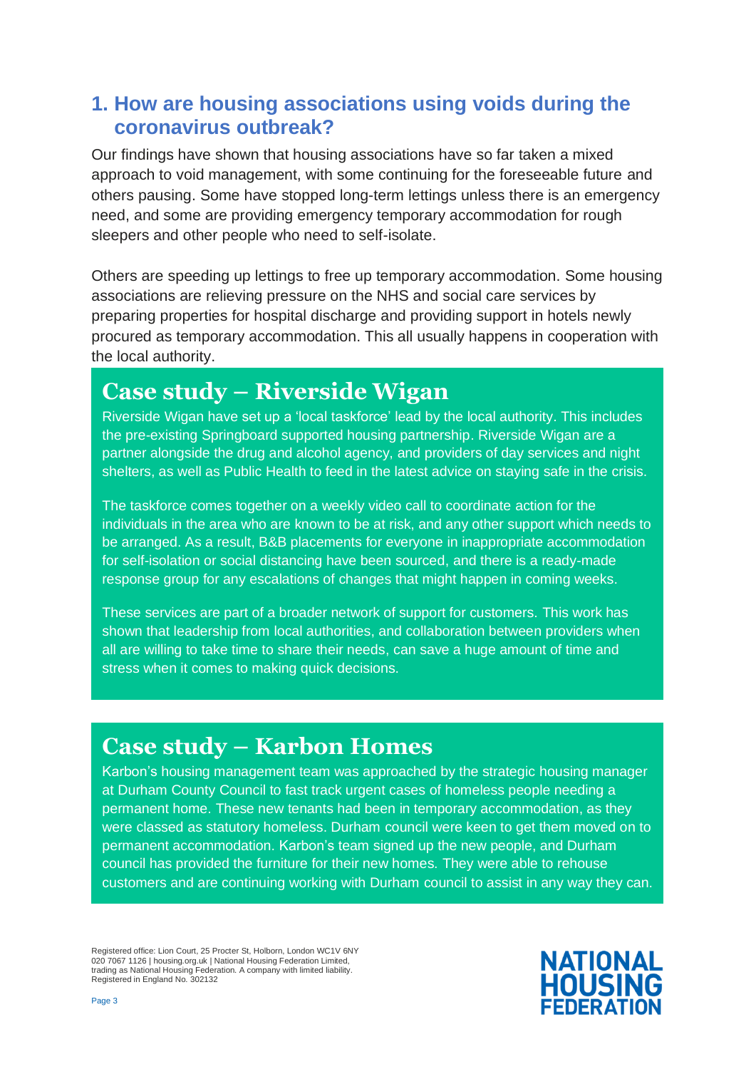## 1. How are housing associations using voids during the coronavirus outbreak?

Our findings have shown that housing associations have so far taken a mixed approach to void management, with some continuing for the foreseeable future and others pausing. Some have stopped long-term lettings unless there is an emergency need, and some are providing emergency temporary accommodation for rough sleepers and other people who need to self-isolate.

Others are speeding up lettings to free up temporary accommodation. Some housing associations are relieving pressure on the NHS and social care services by preparing properties for hospital discharge and providing support in hotels newly procured as temporary accommodation. This all usually happens in cooperation with the local authority.

### Case study – Riverside Wigan

Riverside Wigan have set up a 'local taskforce' lead by the local authority. This includes the pre-existing Springboard supported housing partnership. Riverside Wigan are a partner alongside the drug and alcohol agency, and providers of day services and night shelters, as well as Public Health to feed in the latest advice on staying safe in the crisis.

The taskforce comes together on a weekly video call to coordinate action for the individuals in the area who are known to be at risk, and any other support which needs to be arranged. As a result, B&B placements for everyone in inappropriate accommodation for self-isolation or social distancing have been sourced, and there is a ready-made response group for any escalations of changes that might happen in coming weeks.

These services are part of a broader network of support for customers. This work has shown that leadership from local authorities, and collaboration between providers when all are willing to take time to share their needs, can save a huge amount of time and stress when it comes to making quick decisions.

### Case study – Karbon Homes

Karbon's housing management team was approached by the strategic housing manager at Durham County Council to fast track urgent cases of homeless people needing a permanent home. These new tenants had been in temporary accommodation, as they were classed as statutory homeless. Durham council were keen to get them moved on to permanent accommodation. Karbon's team signed up the new people, and Durham council has provided the furniture for their new homes. They were able to rehouse customers and are continuing working with Durham council to assist in any way they can.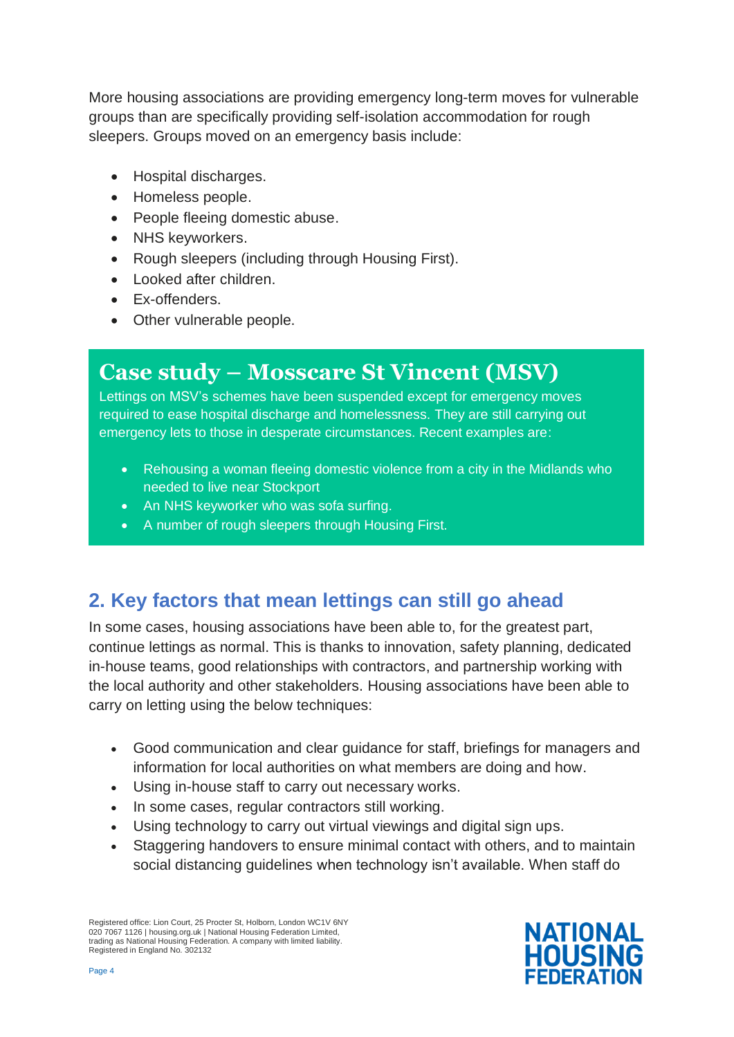More housing associations are providing emergency long-term moves for vulnerable groups than are specifically providing self-isolation accommodation for rough sleepers. Groups moved on an emergency basis include:

- Hospital discharges.
- Homeless people.
- People fleeing domestic abuse.
- NHS keyworkers.
- Rough sleepers (including through Housing First).
- Looked after children.
- Ex-offenders.
- Other vulnerable people.

### Case study – Mosscare St Vincent (MSV)

Lettings on MSV's schemes have been suspended except for emergency moves required to ease hospital discharge and homelessness. They are still carrying out emergency lets to those in desperate circumstances. Recent examples are:

- Rehousing a woman fleeing domestic violence from a city in the Midlands who needed to live near Stockport
- An NHS keyworker who was sofa surfing.
- A number of rough sleepers through Housing First.

## 2. Key factors that mean lettings can still go ahead

In some cases, housing associations have been able to, for the greatest part, continue lettings as normal. This is thanks to innovation, safety planning, dedicated in-house teams, good relationships with contractors, and partnership working with the local authority and other stakeholders. Housing associations have been able to carry on letting using the below techniques:

- Good communication and clear guidance for staff, briefings for managers and information for local authorities on what members are doing and how.
- Using in-house staff to carry out necessary works.
- In some cases, regular contractors still working.
- Using technology to carry out virtual viewings and digital sign ups.
- Staggering handovers to ensure minimal contact with others, and to maintain social distancing guidelines when technology isn't available. When staff do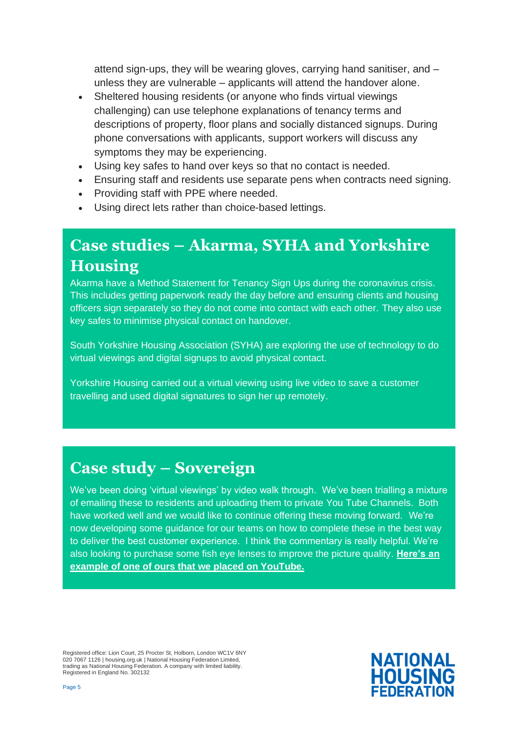attend sign-ups, they will be wearing gloves, carrying hand sanitiser, and – unless they are vulnerable – applicants will attend the handover alone.

- Sheltered housing residents (or anyone who finds virtual viewings challenging) can use telephone explanations of tenancy terms and descriptions of property, floor plans and socially distanced signups. During phone conversations with applicants, support workers will discuss any symptoms they may be experiencing.
- Using key safes to hand over keys so that no contact is needed.
- Ensuring staff and residents use separate pens when contracts need signing.
- Providing staff with PPE where needed.
- Using direct lets rather than choice-based lettings.

## Case studies – Akarma, SYHA and Yorkshire Housing

Akarma have a Method Statement for Tenancy Sign Ups during the coronavirus crisis. This includes getting paperwork ready the day before and ensuring clients and housing officers sign separately so they do not come into contact with each other. They also use key safes to minimise physical contact on handover.

South Yorkshire Housing Association (SYHA) are exploring the use of technology to do virtual viewings and digital signups to avoid physical contact.

Yorkshire Housing carried out a virtual viewing using live video to save a customer travelling and used digital signatures to sign her up remotely.

## Case study – Sovereign

We've been doing 'virtual viewings' by video walk through. We've been trialling a mixture of emailing these to residents and uploading them to private You Tube Channels. Both have worked well and we would like to continue offering these moving forward. We're now developing some guidance for our teams on how to complete these in the best way to deliver the best customer experience. I think the commentary is really helpful. We're also looking to purchase some fish eye lenses to improve the picture quality. **Here's an example of one of ours that we placed on YouTube.**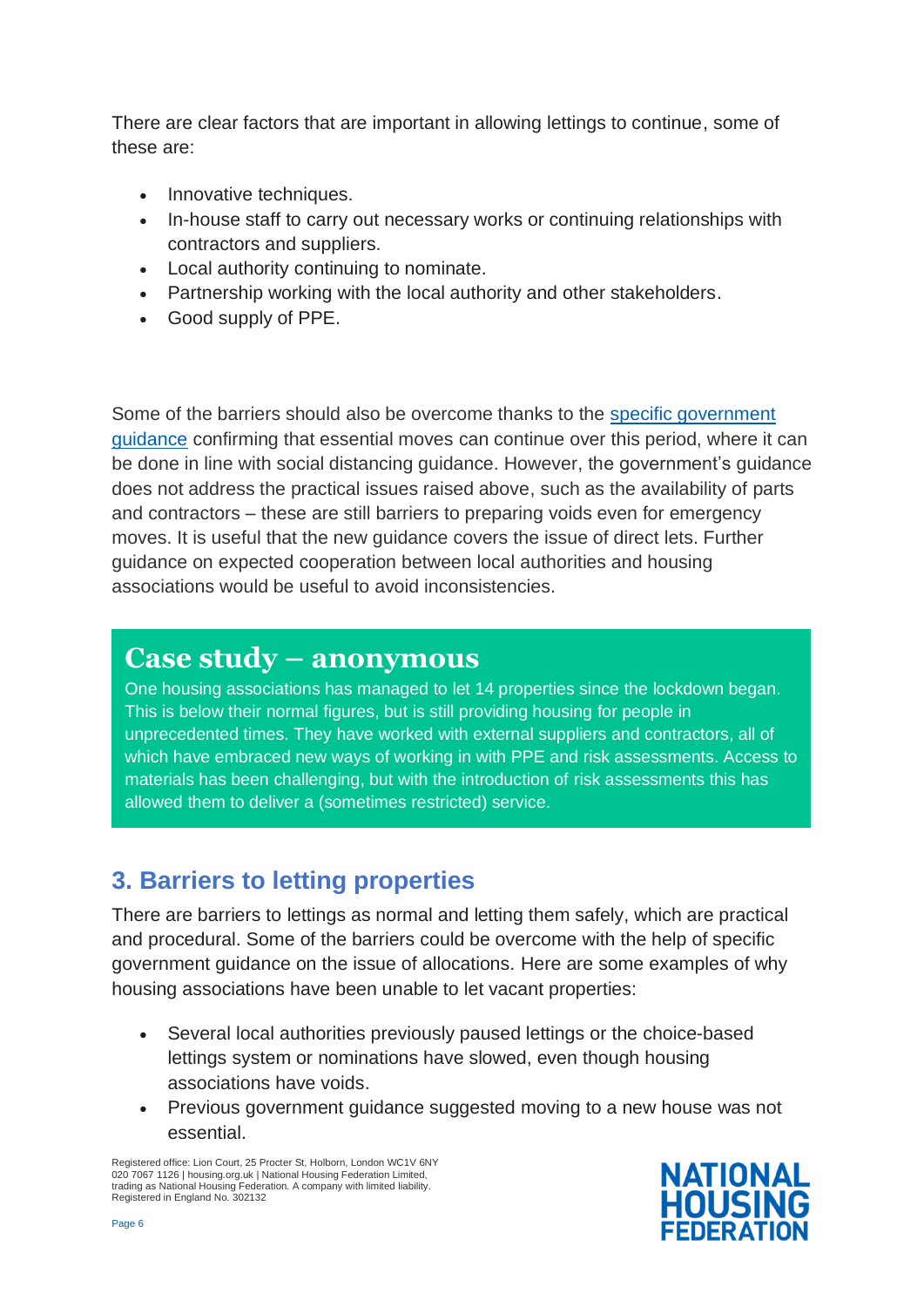There are clear factors that are important in allowing lettings to continue, some of these are:

- Innovative techniques.
- In-house staff to carry out necessary works or continuing relationships with contractors and suppliers.
- Local authority continuing to nominate.
- Partnership working with the local authority and other stakeholders.
- Good supply of PPE.

Some of the barriers should also be overcome thanks to the [specific government guidance] confirming that essential moves can continue over this period, where it can be done in line with social distancing guidance. However, the government's guidance does not address the practical issues raised above, such as the availability of parts and contractors – these are still barriers to preparing voids even for emergency moves. It is useful that the new guidance covers the issue of direct lets. Further guidance on expected cooperation between local authorities and housing associations would be useful to avoid inconsistencies.

### Case study – anonymous

One housing associations has managed to let 14 properties since the lockdown began. This is below their normal figures, but is still providing housing for people in unprecedented times. They have worked with external suppliers and contractors, all of which have embraced new ways of working in with PPE and risk assessments. Access to materials has been challenging, but with the introduction of risk assessments this has allowed them to deliver a (sometimes restricted) service.

## 3. Barriers to letting properties

There are barriers to lettings as normal and letting them safely, which are practical and procedural. Some of the barriers could be overcome with the help of specific government guidance on the issue of allocations. Here are some examples of why housing associations have been unable to let vacant properties:

- Several local authorities previously paused lettings or the choice-based lettings system or nominations have slowed, even though housing associations have voids.
- Previous government guidance suggested moving to a new house was not essential.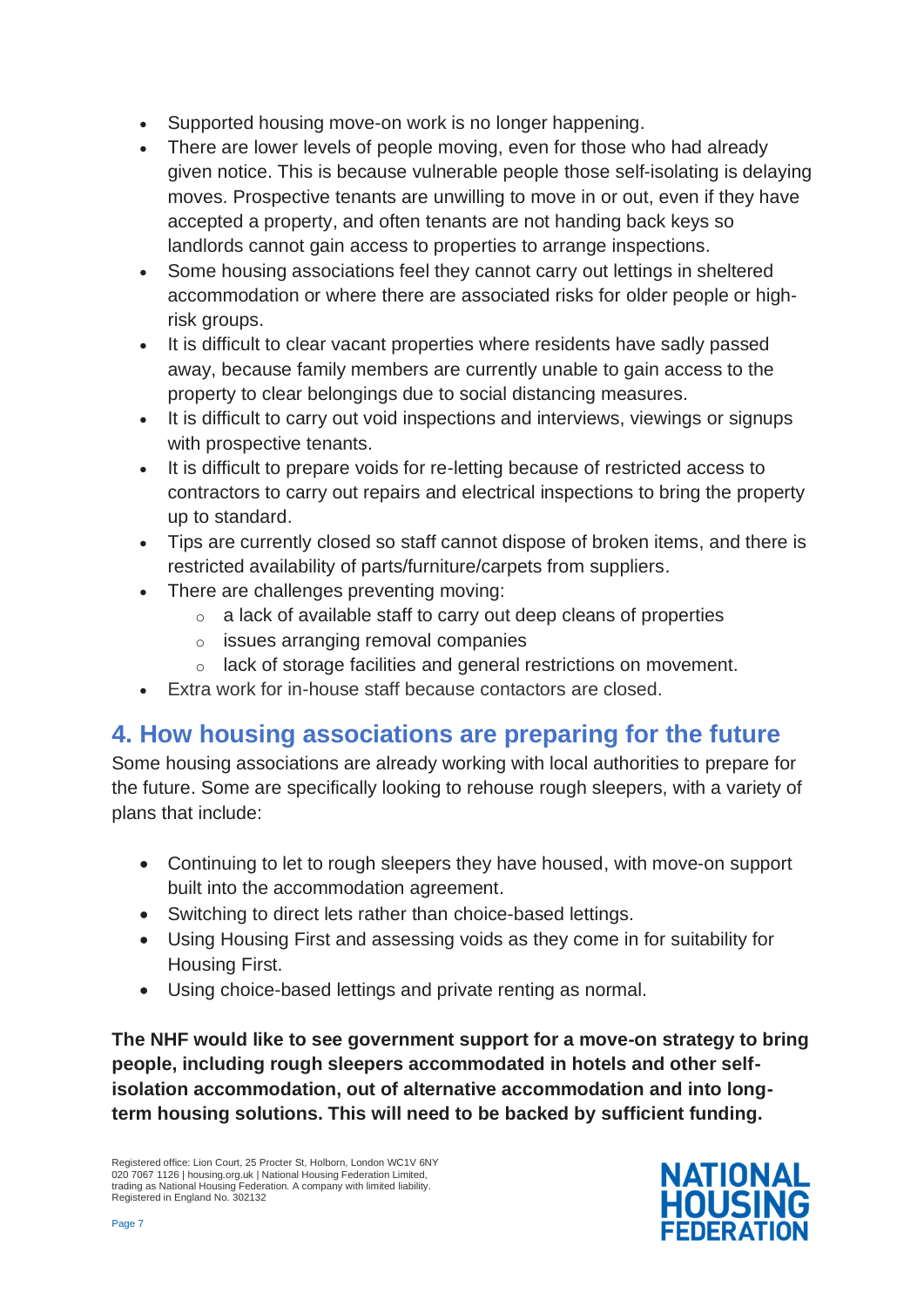- Supported housing move-on work is no longer happening.
- There are lower levels of people moving, even for those who had already given notice. This is because vulnerable people those self-isolating is delaying moves. Prospective tenants are unwilling to move in or out, even if they have accepted a property, and often tenants are not handing back keys so landlords cannot gain access to properties to arrange inspections.
- Some housing associations feel they cannot carry out lettings in sheltered accommodation or where there are associated risks for older people or high-risk groups.
- It is difficult to clear vacant properties where residents have sadly passed away, because family members are currently unable to gain access to the property to clear belongings due to social distancing measures.
- It is difficult to carry out void inspections and interviews, viewings or signups with prospective tenants.
- It is difficult to prepare voids for re-letting because of restricted access to contractors to carry out repairs and electrical inspections to bring the property up to standard.
- Tips are currently closed so staff cannot dispose of broken items, and there is restricted availability of parts/furniture/carpets from suppliers.
- There are challenges preventing moving:
  - a lack of available staff to carry out deep cleans of properties
  - issues arranging removal companies
  - lack of storage facilities and general restrictions on movement.
- Extra work for in-house staff because contactors are closed.

## 4. How housing associations are preparing for the future

Some housing associations are already working with local authorities to prepare for the future. Some are specifically looking to rehouse rough sleepers, with a variety of plans that include:

- Continuing to let to rough sleepers they have housed, with move-on support built into the accommodation agreement.
- Switching to direct lets rather than choice-based lettings.
- Using Housing First and assessing voids as they come in for suitability for Housing First.
- Using choice-based lettings and private renting as normal.

**The NHF would like to see government support for a move-on strategy to bring people, including rough sleepers accommodated in hotels and other self-isolation accommodation, out of alternative accommodation and into long-term housing solutions. This will need to be backed by sufficient funding.**

Registered office: Lion Court, 25 Procter St, Holborn, London WC1V 6NY
020 7067 1126 | housing.org.uk | National Housing Federation Limited, trading as National Housing Federation. A company with limited liability. Registered in England No. 302132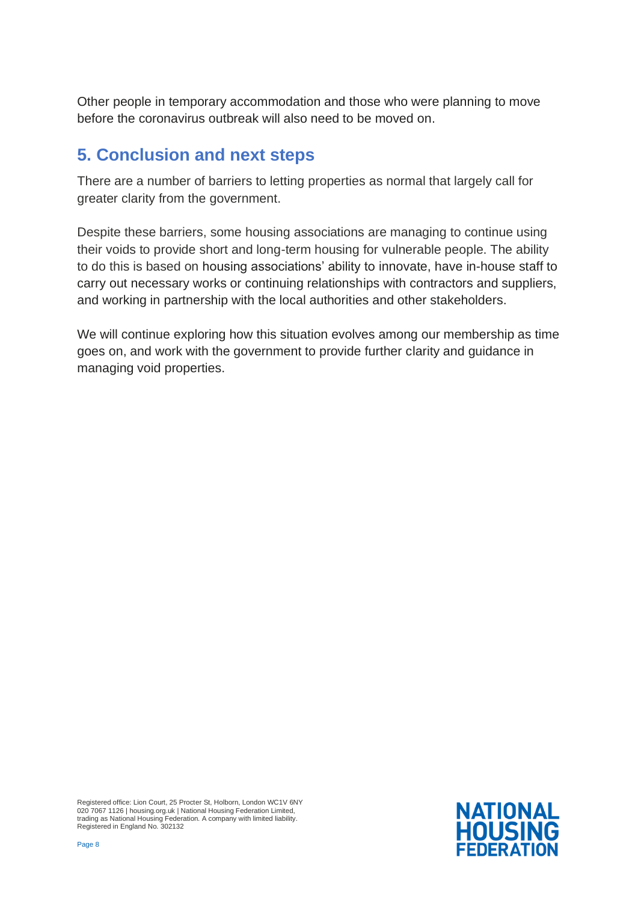Other people in temporary accommodation and those who were planning to move before the coronavirus outbreak will also need to be moved on.

## 5. Conclusion and next steps

There are a number of barriers to letting properties as normal that largely call for greater clarity from the government.

Despite these barriers, some housing associations are managing to continue using their voids to provide short and long-term housing for vulnerable people. The ability to do this is based on housing associations' ability to innovate, have in-house staff to carry out necessary works or continuing relationships with contractors and suppliers, and working in partnership with the local authorities and other stakeholders.

We will continue exploring how this situation evolves among our membership as time goes on, and work with the government to provide further clarity and guidance in managing void properties.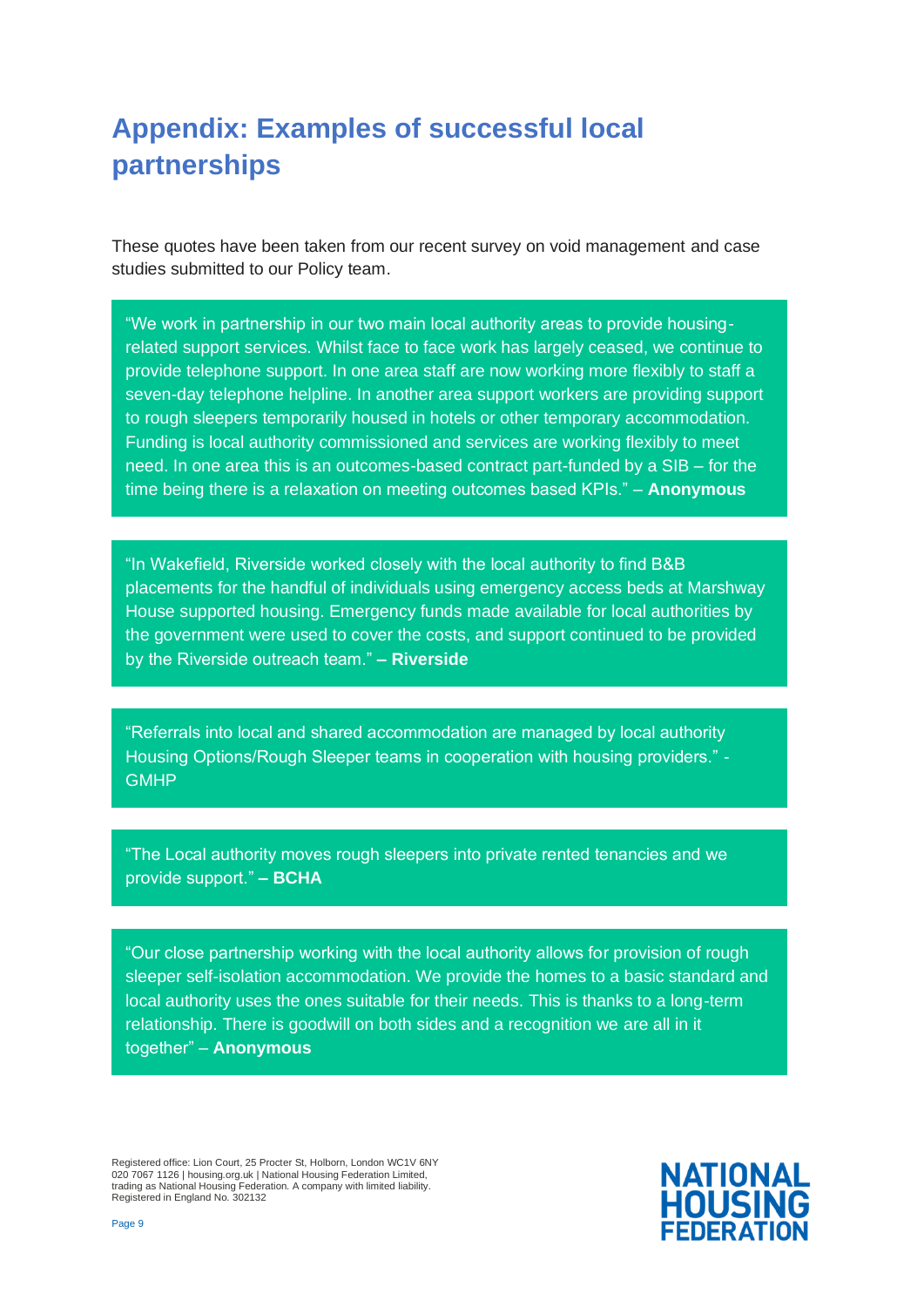# Appendix: Examples of successful local partnerships

These quotes have been taken from our recent survey on void management and case studies submitted to our Policy team.

> "We work in partnership in our two main local authority areas to provide housing-related support services. Whilst face to face work has largely ceased, we continue to provide telephone support. In one area staff are now working more flexibly to staff a seven-day telephone helpline. In another area support workers are providing support to rough sleepers temporarily housed in hotels or other temporary accommodation. Funding is local authority commissioned and services are working flexibly to meet need. In one area this is an outcomes-based contract part-funded by a SIB – for the time being there is a relaxation on meeting outcomes based KPIs." – **Anonymous**

> "In Wakefield, Riverside worked closely with the local authority to find B&B placements for the handful of individuals using emergency access beds at Marshway House supported housing. Emergency funds made available for local authorities by the government were used to cover the costs, and support continued to be provided by the Riverside outreach team." **– Riverside**

> "Referrals into local and shared accommodation are managed by local authority Housing Options/Rough Sleeper teams in cooperation with housing providers." - GMHP

> "The Local authority moves rough sleepers into private rented tenancies and we provide support." **– BCHA**

> "Our close partnership working with the local authority allows for provision of rough sleeper self-isolation accommodation. We provide the homes to a basic standard and local authority uses the ones suitable for their needs. This is thanks to a long-term relationship. There is goodwill on both sides and a recognition we are all in it together" – **Anonymous**

Registered office: Lion Court, 25 Procter St, Holborn, London WC1V 6NY
020 7067 1126 | housing.org.uk | National Housing Federation Limited, trading as National Housing Federation. A company with limited liability. Registered in England No. 302132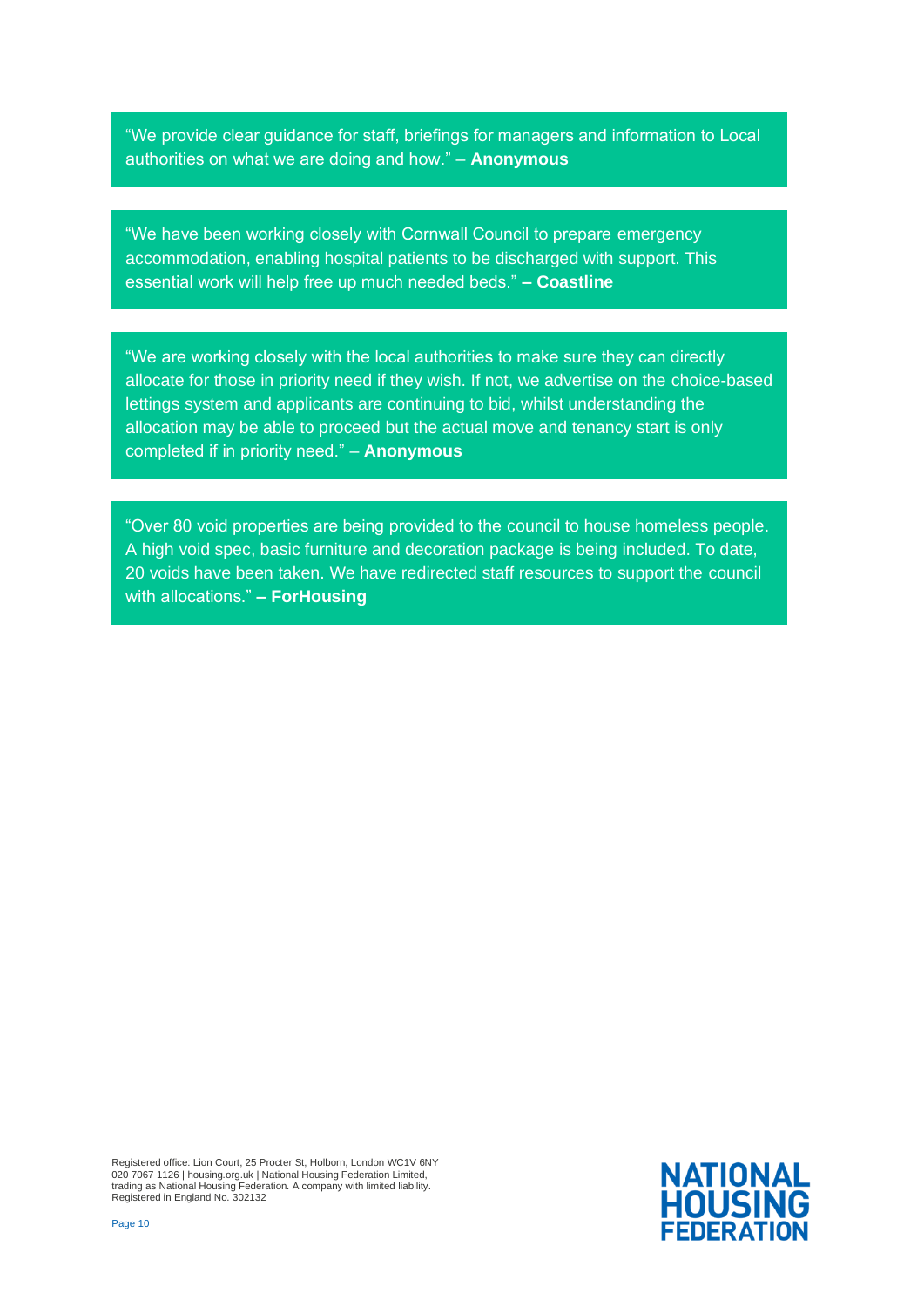"We provide clear guidance for staff, briefings for managers and information to Local authorities on what we are doing and how." – **Anonymous**

"We have been working closely with Cornwall Council to prepare emergency accommodation, enabling hospital patients to be discharged with support. This essential work will help free up much needed beds." **– Coastline**

"We are working closely with the local authorities to make sure they can directly allocate for those in priority need if they wish. If not, we advertise on the choice-based lettings system and applicants are continuing to bid, whilst understanding the allocation may be able to proceed but the actual move and tenancy start is only completed if in priority need." – **Anonymous**

"Over 80 void properties are being provided to the council to house homeless people. A high void spec, basic furniture and decoration package is being included. To date, 20 voids have been taken. We have redirected staff resources to support the council with allocations." **– ForHousing**

Registered office: Lion Court, 25 Procter St, Holborn, London WC1V 6NY
020 7067 1126 | housing.org.uk | National Housing Federation Limited, trading as National Housing Federation. A company with limited liability. Registered in England No. 302132

NATIONAL HOUSING FEDERATION